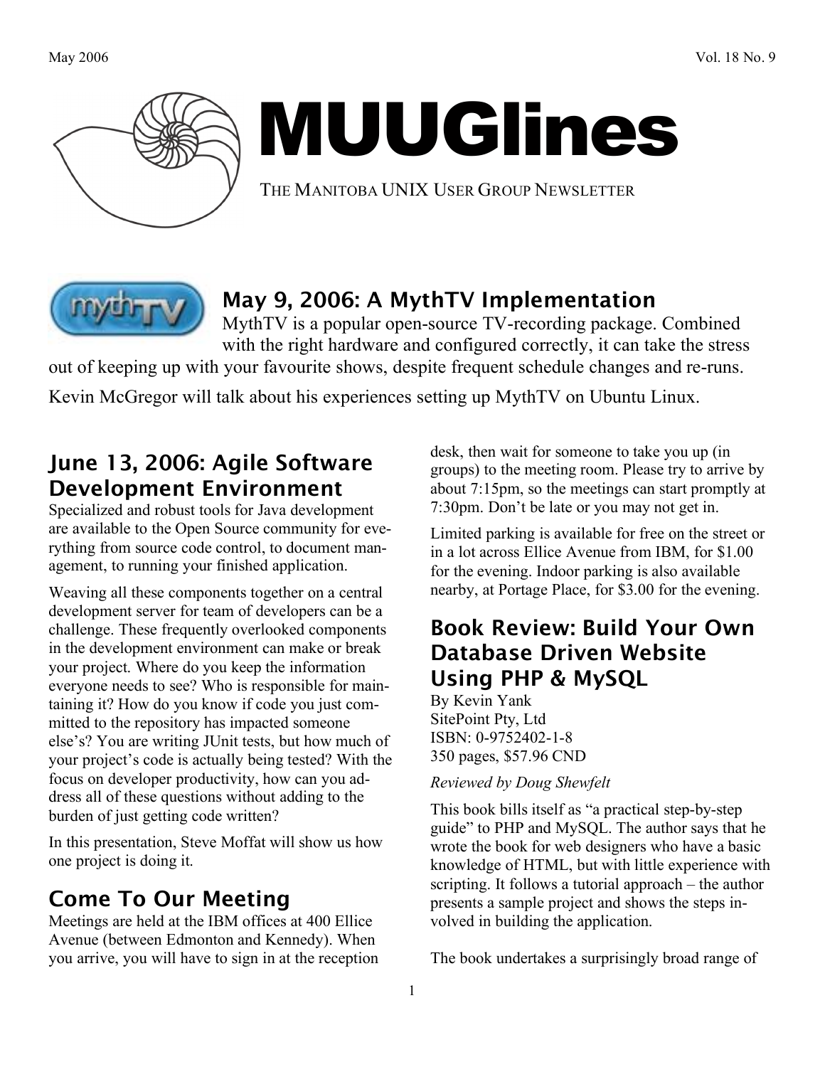# MUUGlines

THE MANITOBA UNIX USER GROUP NEWSLETTER

## May 9, 2006: A MythTV Implementation

MythTV is a popular open-source TV-recording package. Combined with the right hardware and configured correctly, it can take the stress out of keeping up with your favourite shows, despite frequent schedule changes and re-runs.

Kevin McGregor will talk about his experiences setting up MythTV on Ubuntu Linux.

## June 13, 2006: Agile Software Development Environment

Specialized and robust tools for Java development are available to the Open Source community for everything from source code control, to document management, to running your finished application.

Weaving all these components together on a central development server for team of developers can be a challenge. These frequently overlooked components in the development environment can make or break your project. Where do you keep the information everyone needs to see? Who is responsible for maintaining it? How do you know if code you just committed to the repository has impacted someone else's? You are writing JUnit tests, but how much of your project's code is actually being tested? With the focus on developer productivity, how can you address all of these questions without adding to the burden of just getting code written?

In this presentation, Steve Moffat will show us how one project is doing it.

## Come To Our Meeting

Meetings are held at the IBM offices at 400 Ellice Avenue (between Edmonton and Kennedy). When you arrive, you will have to sign in at the reception desk, then wait for someone to take you up (in groups) to the meeting room. Please try to arrive by about 7:15pm, so the meetings can start promptly at 7:30pm. Don't be late or you may not get in.

Limited parking is available for free on the street or in a lot across Ellice Avenue from IBM, for $1.00 for the evening. Indoor parking is also available nearby, at Portage Place, for $3.00 for the evening.

## Book Review: Build Your Own Database Driven Website Using PHP & MySQL

By Kevin Yank
SitePoint Pty, Ltd
ISBN: 0-9752402-1-8
350 pages, $57.96 CND

*Reviewed by Doug Shewfelt*

This book bills itself as "a practical step-by-step guide" to PHP and MySQL. The author says that he wrote the book for web designers who have a basic knowledge of HTML, but with little experience with scripting. It follows a tutorial approach – the author presents a sample project and shows the steps involved in building the application.

The book undertakes a surprisingly broad range of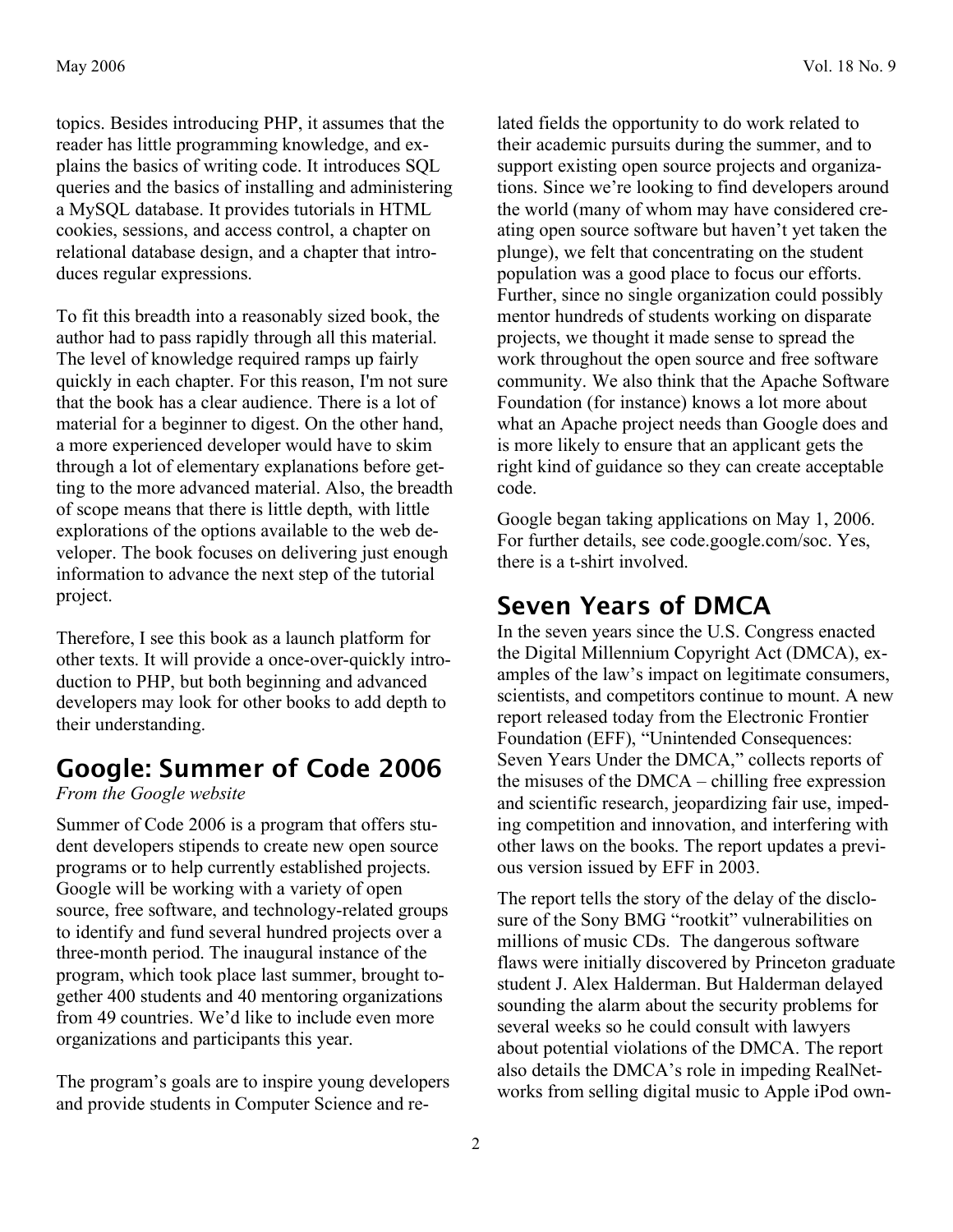topics. Besides introducing PHP, it assumes that the reader has little programming knowledge, and explains the basics of writing code. It introduces SQL queries and the basics of installing and administering a MySQL database. It provides tutorials in HTML cookies, sessions, and access control, a chapter on relational database design, and a chapter that introduces regular expressions.

To fit this breadth into a reasonably sized book, the author had to pass rapidly through all this material. The level of knowledge required ramps up fairly quickly in each chapter. For this reason, I'm not sure that the book has a clear audience. There is a lot of material for a beginner to digest. On the other hand, a more experienced developer would have to skim through a lot of elementary explanations before getting to the more advanced material. Also, the breadth of scope means that there is little depth, with little explorations of the options available to the web developer. The book focuses on delivering just enough information to advance the next step of the tutorial project.

Therefore, I see this book as a launch platform for other texts. It will provide a once-over-quickly introduction to PHP, but both beginning and advanced developers may look for other books to add depth to their understanding.

## Google: Summer of Code 2006

*From the Google website*

Summer of Code 2006 is a program that offers student developers stipends to create new open source programs or to help currently established projects. Google will be working with a variety of open source, free software, and technology-related groups to identify and fund several hundred projects over a three-month period. The inaugural instance of the program, which took place last summer, brought together 400 students and 40 mentoring organizations from 49 countries. We'd like to include even more organizations and participants this year.

The program's goals are to inspire young developers and provide students in Computer Science and related fields the opportunity to do work related to their academic pursuits during the summer, and to support existing open source projects and organizations. Since we're looking to find developers around the world (many of whom may have considered creating open source software but haven't yet taken the plunge), we felt that concentrating on the student population was a good place to focus our efforts. Further, since no single organization could possibly mentor hundreds of students working on disparate projects, we thought it made sense to spread the work throughout the open source and free software community. We also think that the Apache Software Foundation (for instance) knows a lot more about what an Apache project needs than Google does and is more likely to ensure that an applicant gets the right kind of guidance so they can create acceptable code.

Google began taking applications on May 1, 2006. For further details, see code.google.com/soc. Yes, there is a t-shirt involved.

## Seven Years of DMCA

In the seven years since the U.S. Congress enacted the Digital Millennium Copyright Act (DMCA), examples of the law's impact on legitimate consumers, scientists, and competitors continue to mount. A new report released today from the Electronic Frontier Foundation (EFF), "Unintended Consequences: Seven Years Under the DMCA," collects reports of the misuses of the DMCA – chilling free expression and scientific research, jeopardizing fair use, impeding competition and innovation, and interfering with other laws on the books. The report updates a previous version issued by EFF in 2003.

The report tells the story of the delay of the disclosure of the Sony BMG "rootkit" vulnerabilities on millions of music CDs. The dangerous software flaws were initially discovered by Princeton graduate student J. Alex Halderman. But Halderman delayed sounding the alarm about the security problems for several weeks so he could consult with lawyers about potential violations of the DMCA. The report also details the DMCA's role in impeding RealNetworks from selling digital music to Apple iPod own-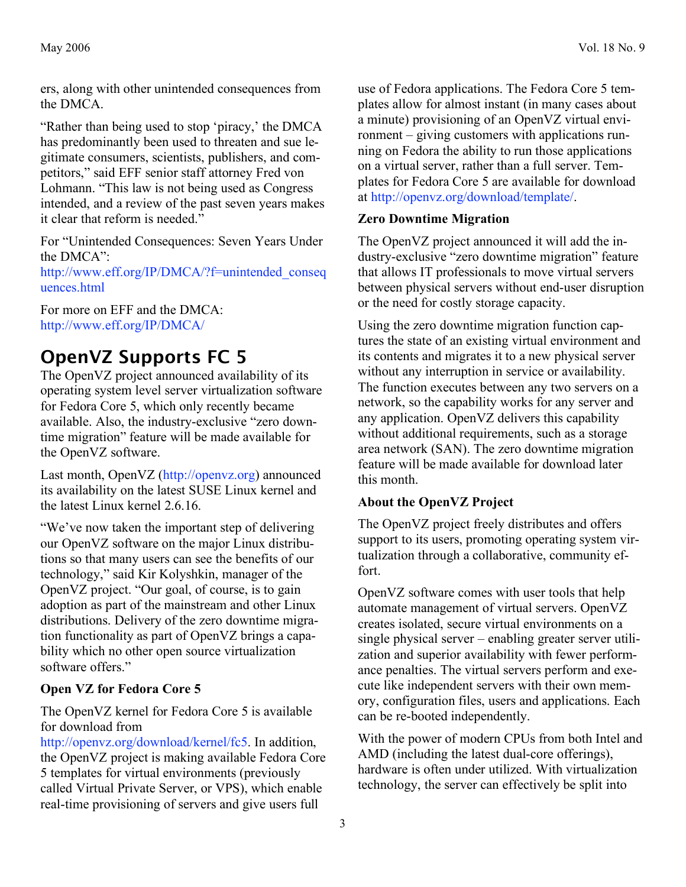ers, along with other unintended consequences from the DMCA.

“Rather than being used to stop ‘piracy,’ the DMCA has predominantly been used to threaten and sue legitimate consumers, scientists, publishers, and competitors,” said EFF senior staff attorney Fred von Lohmann. “This law is not being used as Congress intended, and a review of the past seven years makes it clear that reform is needed.”

For “Unintended Consequences: Seven Years Under the DMCA”:
http://www.eff.org/IP/DMCA/?f=unintended_consequences.html

For more on EFF and the DMCA:
http://www.eff.org/IP/DMCA/

## OpenVZ Supports FC 5

The OpenVZ project announced availability of its operating system level server virtualization software for Fedora Core 5, which only recently became available. Also, the industry-exclusive “zero downtime migration” feature will be made available for the OpenVZ software.

Last month, OpenVZ (http://openvz.org) announced its availability on the latest SUSE Linux kernel and the latest Linux kernel 2.6.16.

“We’ve now taken the important step of delivering our OpenVZ software on the major Linux distributions so that many users can see the benefits of our technology,” said Kir Kolyshkin, manager of the OpenVZ project. “Our goal, of course, is to gain adoption as part of the mainstream and other Linux distributions. Delivery of the zero downtime migration functionality as part of OpenVZ brings a capability which no other open source virtualization software offers.”

**Open VZ for Fedora Core 5**

The OpenVZ kernel for Fedora Core 5 is available for download from http://openvz.org/download/kernel/fc5. In addition, the OpenVZ project is making available Fedora Core 5 templates for virtual environments (previously called Virtual Private Server, or VPS), which enable real-time provisioning of servers and give users full use of Fedora applications. The Fedora Core 5 templates allow for almost instant (in many cases about a minute) provisioning of an OpenVZ virtual environment – giving customers with applications running on Fedora the ability to run those applications on a virtual server, rather than a full server. Templates for Fedora Core 5 are available for download at http://openvz.org/download/template/.

**Zero Downtime Migration**

The OpenVZ project announced it will add the industry-exclusive “zero downtime migration” feature that allows IT professionals to move virtual servers between physical servers without end-user disruption or the need for costly storage capacity.

Using the zero downtime migration function captures the state of an existing virtual environment and its contents and migrates it to a new physical server without any interruption in service or availability. The function executes between any two servers on a network, so the capability works for any server and any application. OpenVZ delivers this capability without additional requirements, such as a storage area network (SAN). The zero downtime migration feature will be made available for download later this month.

**About the OpenVZ Project**

The OpenVZ project freely distributes and offers support to its users, promoting operating system virtualization through a collaborative, community effort.

OpenVZ software comes with user tools that help automate management of virtual servers. OpenVZ creates isolated, secure virtual environments on a single physical server – enabling greater server utilization and superior availability with fewer performance penalties. The virtual servers perform and execute like independent servers with their own memory, configuration files, users and applications. Each can be re-booted independently.

With the power of modern CPUs from both Intel and AMD (including the latest dual-core offerings), hardware is often under utilized. With virtualization technology, the server can effectively be split into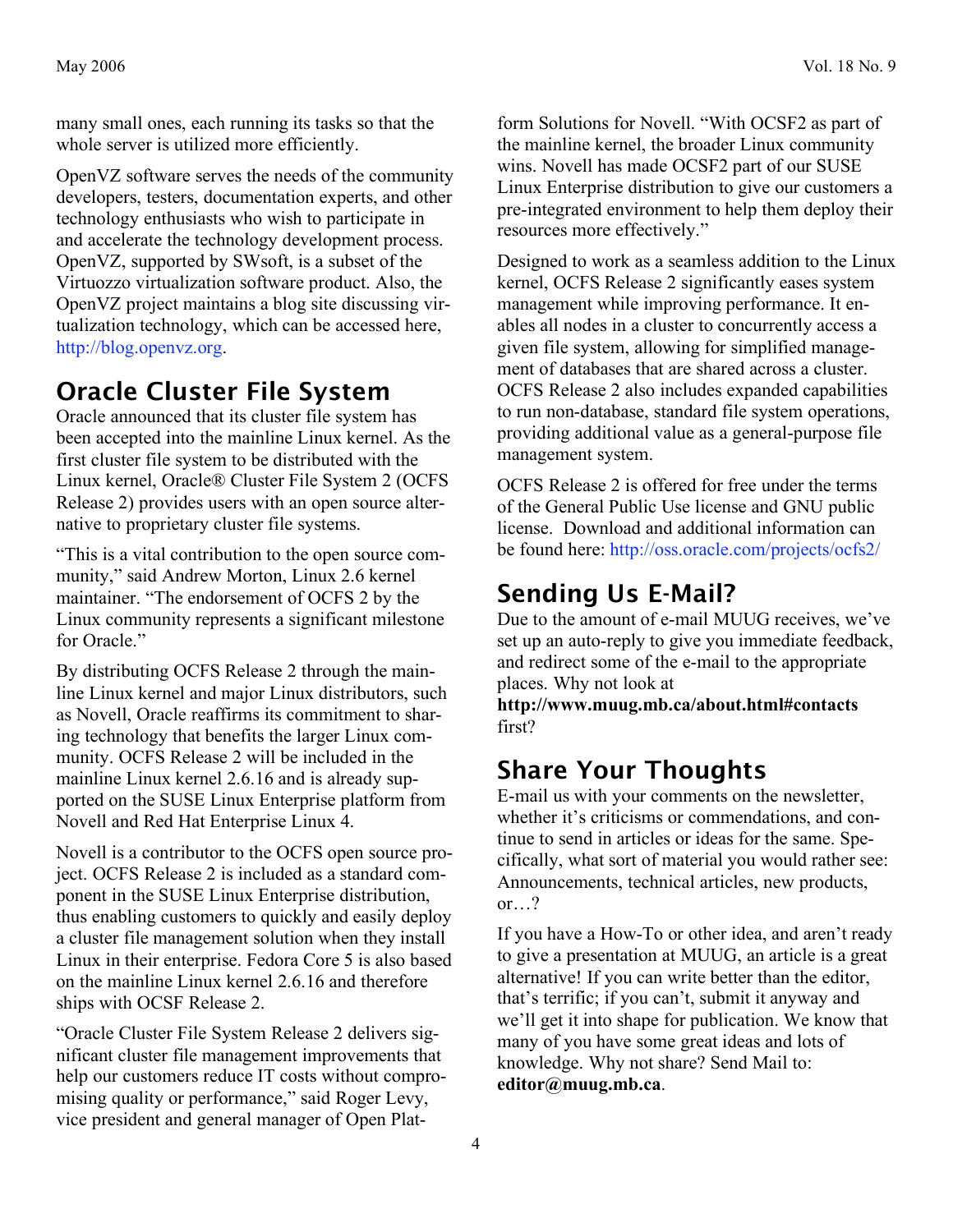many small ones, each running its tasks so that the whole server is utilized more efficiently.

OpenVZ software serves the needs of the community developers, testers, documentation experts, and other technology enthusiasts who wish to participate in and accelerate the technology development process. OpenVZ, supported by SWsoft, is a subset of the Virtuozzo virtualization software product. Also, the OpenVZ project maintains a blog site discussing virtualization technology, which can be accessed here, http://blog.openvz.org.

## Oracle Cluster File System

Oracle announced that its cluster file system has been accepted into the mainline Linux kernel. As the first cluster file system to be distributed with the Linux kernel, Oracle® Cluster File System 2 (OCFS Release 2) provides users with an open source alternative to proprietary cluster file systems.

"This is a vital contribution to the open source community," said Andrew Morton, Linux 2.6 kernel maintainer. "The endorsement of OCFS 2 by the Linux community represents a significant milestone for Oracle."

By distributing OCFS Release 2 through the mainline Linux kernel and major Linux distributors, such as Novell, Oracle reaffirms its commitment to sharing technology that benefits the larger Linux community. OCFS Release 2 will be included in the mainline Linux kernel 2.6.16 and is already supported on the SUSE Linux Enterprise platform from Novell and Red Hat Enterprise Linux 4.

Novell is a contributor to the OCFS open source project. OCFS Release 2 is included as a standard component in the SUSE Linux Enterprise distribution, thus enabling customers to quickly and easily deploy a cluster file management solution when they install Linux in their enterprise. Fedora Core 5 is also based on the mainline Linux kernel 2.6.16 and therefore ships with OCSF Release 2.

"Oracle Cluster File System Release 2 delivers significant cluster file management improvements that help our customers reduce IT costs without compromising quality or performance," said Roger Levy, vice president and general manager of Open Platform Solutions for Novell. "With OCSF2 as part of the mainline kernel, the broader Linux community wins. Novell has made OCSF2 part of our SUSE Linux Enterprise distribution to give our customers a pre-integrated environment to help them deploy their resources more effectively."

Designed to work as a seamless addition to the Linux kernel, OCFS Release 2 significantly eases system management while improving performance. It enables all nodes in a cluster to concurrently access a given file system, allowing for simplified management of databases that are shared across a cluster. OCFS Release 2 also includes expanded capabilities to run non-database, standard file system operations, providing additional value as a general-purpose file management system.

OCFS Release 2 is offered for free under the terms of the General Public Use license and GNU public license. Download and additional information can be found here: http://oss.oracle.com/projects/ocfs2/

## Sending Us E-Mail?

Due to the amount of e-mail MUUG receives, we've set up an auto-reply to give you immediate feedback, and redirect some of the e-mail to the appropriate places. Why not look at **http://www.muug.mb.ca/about.html#contacts** first?

## Share Your Thoughts

E-mail us with your comments on the newsletter, whether it's criticisms or commendations, and continue to send in articles or ideas for the same. Specifically, what sort of material you would rather see: Announcements, technical articles, new products, or…?

If you have a How-To or other idea, and aren't ready to give a presentation at MUUG, an article is a great alternative! If you can write better than the editor, that's terrific; if you can't, submit it anyway and we'll get it into shape for publication. We know that many of you have some great ideas and lots of knowledge. Why not share? Send Mail to: **editor@muug.mb.ca**.